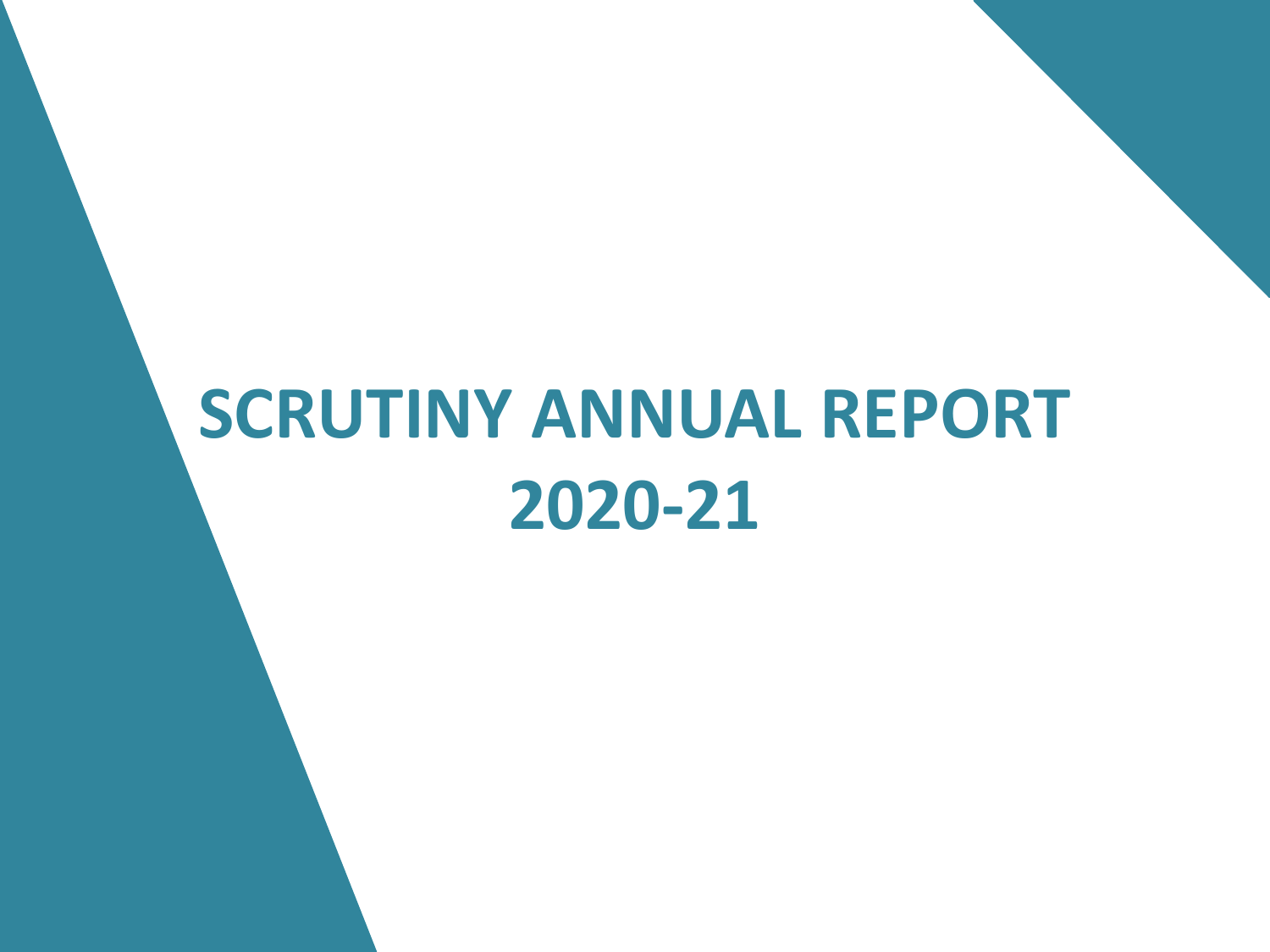# SCRUTINY ANNUAL REPORT 2020-21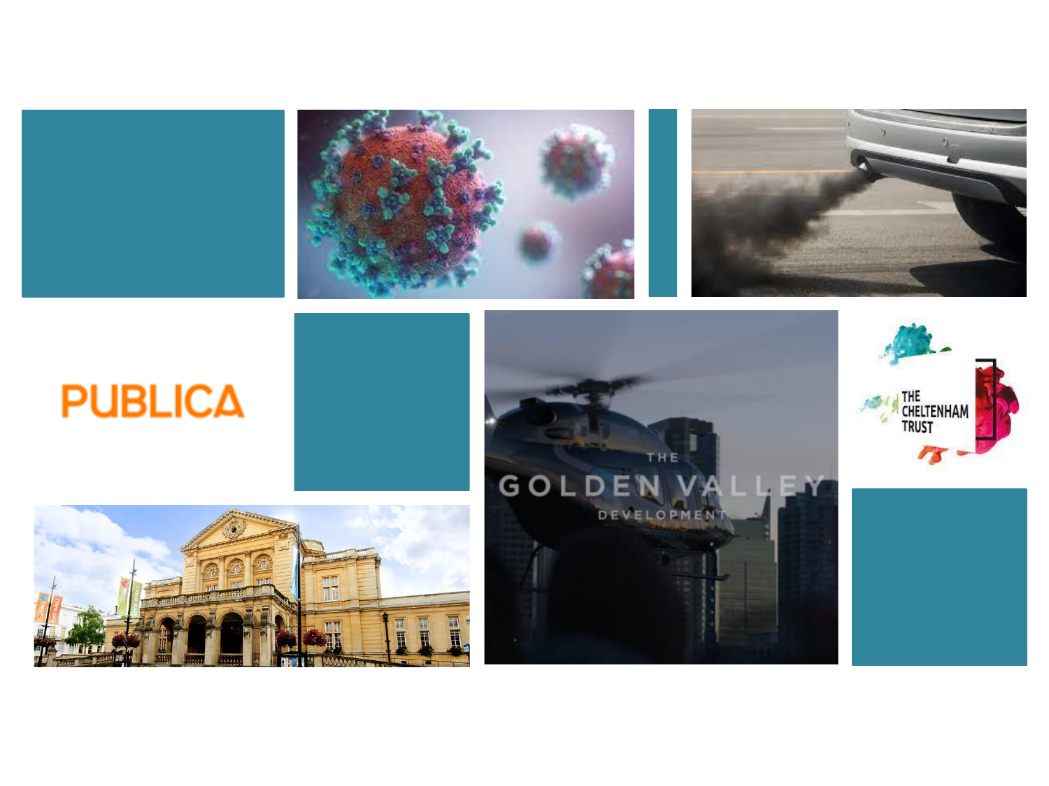PUBLICA

THE GOLDEN VALLEY DEVELOPMENT

THE CHELTENHAM TRUST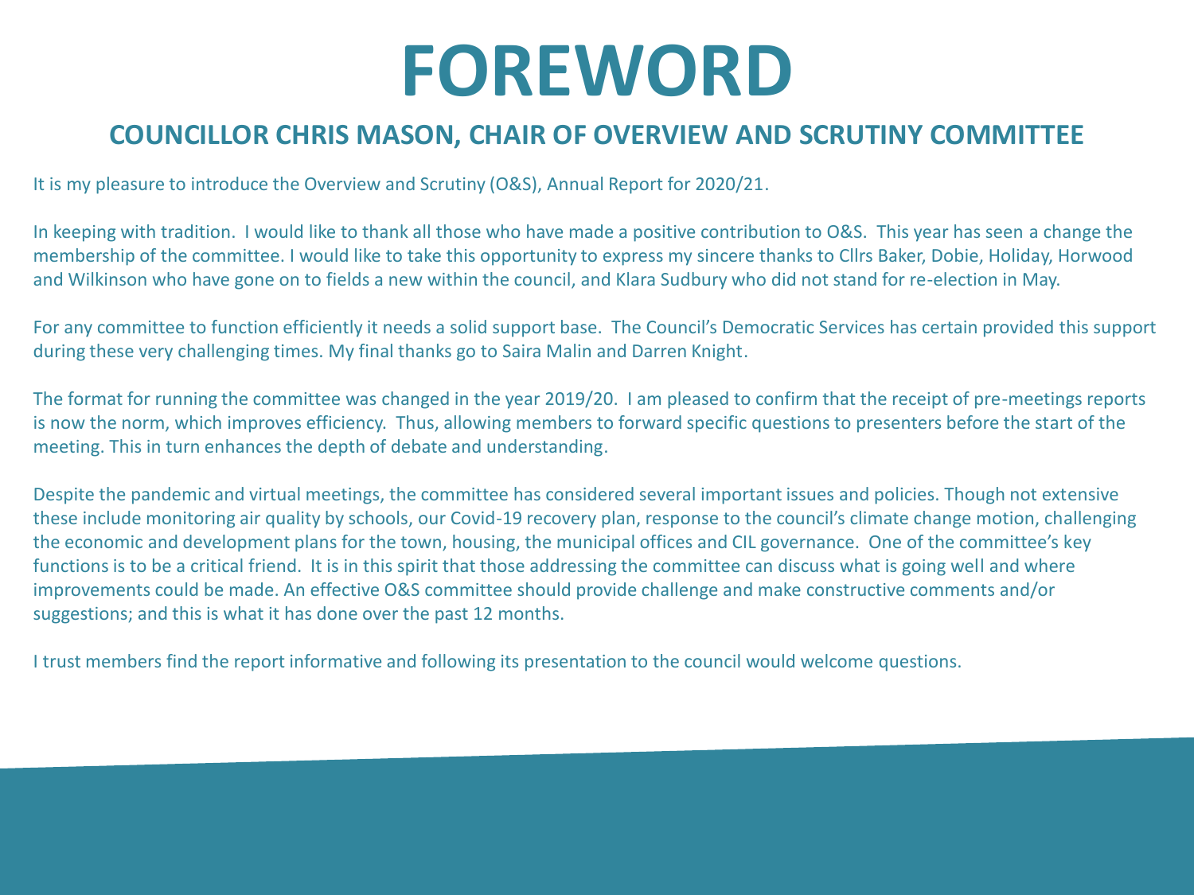# FOREWORD

## COUNCILLOR CHRIS MASON, CHAIR OF OVERVIEW AND SCRUTINY COMMITTEE

It is my pleasure to introduce the Overview and Scrutiny (O&S), Annual Report for 2020/21.

In keeping with tradition. I would like to thank all those who have made a positive contribution to O&S. This year has seen a change the membership of the committee. I would like to take this opportunity to express my sincere thanks to Cllrs Baker, Dobie, Holiday, Horwood and Wilkinson who have gone on to fields a new within the council, and Klara Sudbury who did not stand for re-election in May.

For any committee to function efficiently it needs a solid support base. The Council's Democratic Services has certain provided this support during these very challenging times. My final thanks go to Saira Malin and Darren Knight.

The format for running the committee was changed in the year 2019/20. I am pleased to confirm that the receipt of pre-meetings reports is now the norm, which improves efficiency. Thus, allowing members to forward specific questions to presenters before the start of the meeting. This in turn enhances the depth of debate and understanding.

Despite the pandemic and virtual meetings, the committee has considered several important issues and policies. Though not extensive these include monitoring air quality by schools, our Covid-19 recovery plan, response to the council's climate change motion, challenging the economic and development plans for the town, housing, the municipal offices and CIL governance. One of the committee's key functions is to be a critical friend. It is in this spirit that those addressing the committee can discuss what is going well and where improvements could be made. An effective O&S committee should provide challenge and make constructive comments and/or suggestions; and this is what it has done over the past 12 months.

I trust members find the report informative and following its presentation to the council would welcome questions.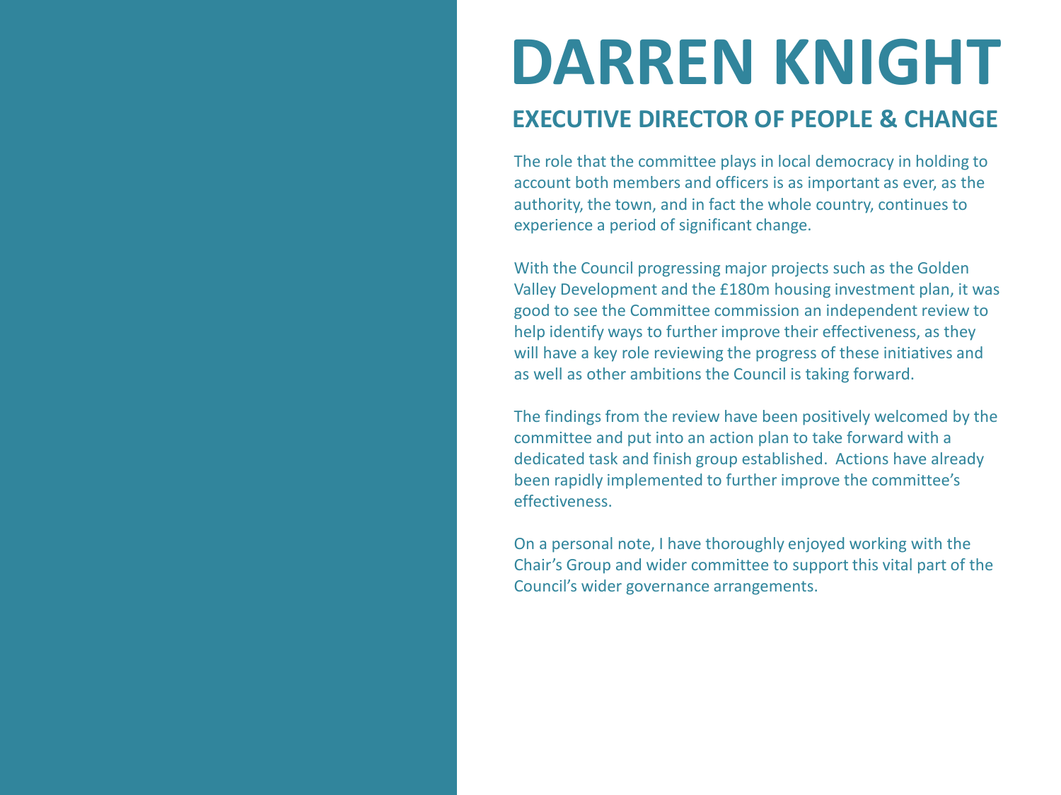# DARREN KNIGHT

## EXECUTIVE DIRECTOR OF PEOPLE & CHANGE

The role that the committee plays in local democracy in holding to account both members and officers is as important as ever, as the authority, the town, and in fact the whole country, continues to experience a period of significant change.

With the Council progressing major projects such as the Golden Valley Development and the £180m housing investment plan, it was good to see the Committee commission an independent review to help identify ways to further improve their effectiveness, as they will have a key role reviewing the progress of these initiatives and as well as other ambitions the Council is taking forward.

The findings from the review have been positively welcomed by the committee and put into an action plan to take forward with a dedicated task and finish group established. Actions have already been rapidly implemented to further improve the committee's effectiveness.

On a personal note, I have thoroughly enjoyed working with the Chair's Group and wider committee to support this vital part of the Council's wider governance arrangements.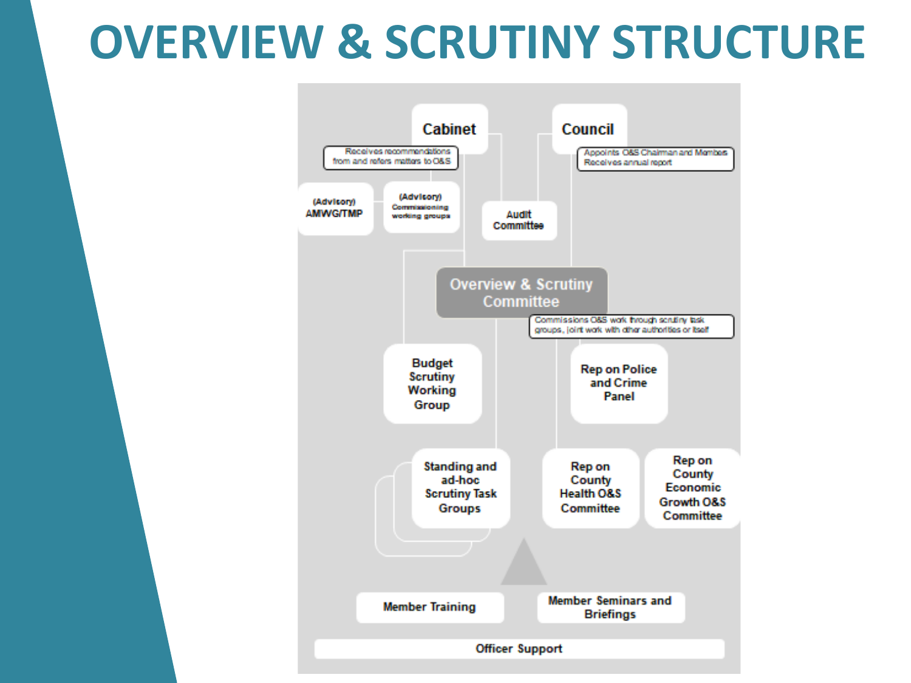# OVERVIEW & SCRUTINY STRUCTURE

**Cabinet**

Receives recommendations from and refers matters to O&S

**Council**

Appoints O&S Chairman and Members
Receives annual report

(Advisory) AMWG/TMP

(Advisory) Commissioning working groups

Audit Committee

**Overview & Scrutiny Committee**

Commissions O&S work through scrutiny task groups, joint work with other authorities or itself

Budget Scrutiny Working Group

Rep on Police and Crime Panel

Standing and ad-hoc Scrutiny Task Groups

Rep on County Health O&S Committee

Rep on County Economic Growth O&S Committee

Member Training

Member Seminars and Briefings

Officer Support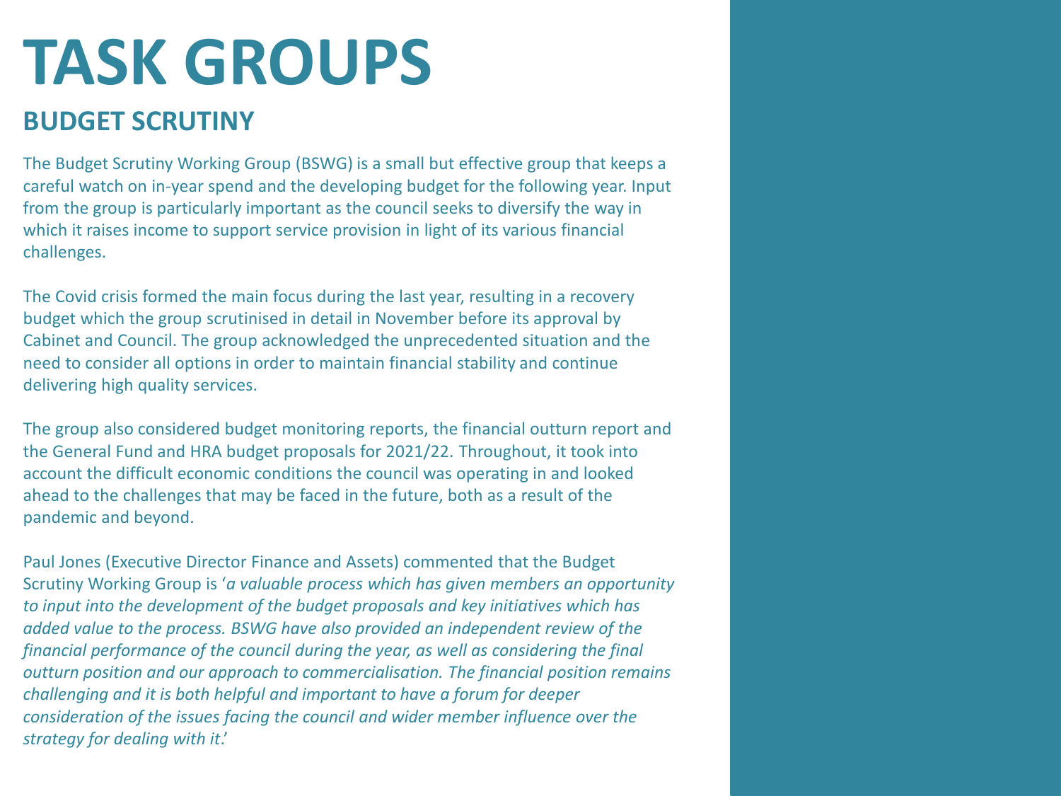# TASK GROUPS

## BUDGET SCRUTINY

The Budget Scrutiny Working Group (BSWG) is a small but effective group that keeps a careful watch on in-year spend and the developing budget for the following year. Input from the group is particularly important as the council seeks to diversify the way in which it raises income to support service provision in light of its various financial challenges.

The Covid crisis formed the main focus during the last year, resulting in a recovery budget which the group scrutinised in detail in November before its approval by Cabinet and Council. The group acknowledged the unprecedented situation and the need to consider all options in order to maintain financial stability and continue delivering high quality services.

The group also considered budget monitoring reports, the financial outturn report and the General Fund and HRA budget proposals for 2021/22. Throughout, it took into account the difficult economic conditions the council was operating in and looked ahead to the challenges that may be faced in the future, both as a result of the pandemic and beyond.

Paul Jones (Executive Director Finance and Assets) commented that the Budget Scrutiny Working Group is '*a valuable process which has given members an opportunity to input into the development of the budget proposals and key initiatives which has added value to the process. BSWG have also provided an independent review of the financial performance of the council during the year, as well as considering the final outturn position and our approach to commercialisation. The financial position remains challenging and it is both helpful and important to have a forum for deeper consideration of the issues facing the council and wider member influence over the strategy for dealing with it*.'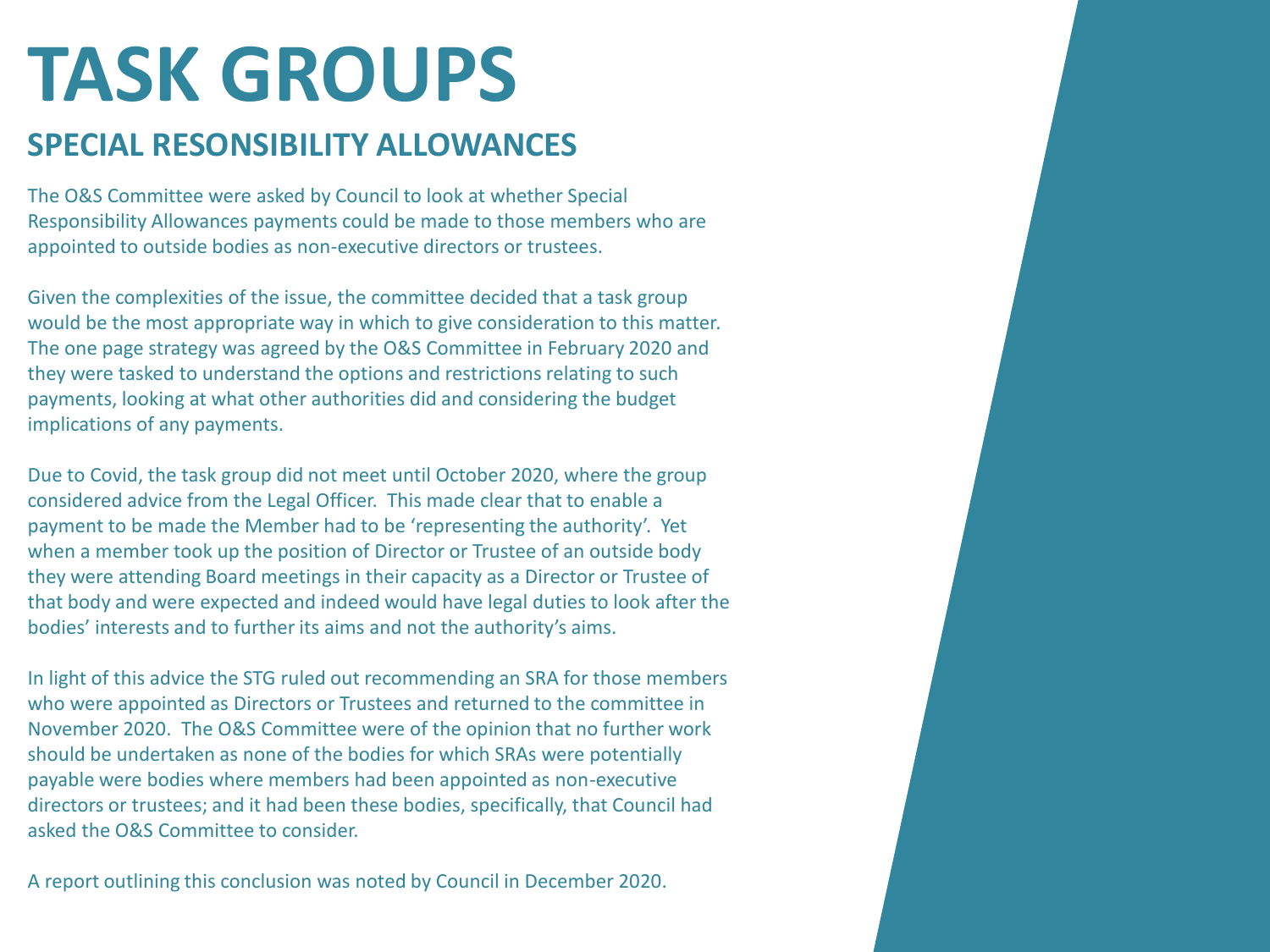# TASK GROUPS

## SPECIAL RESONSIBILITY ALLOWANCES

The O&S Committee were asked by Council to look at whether Special Responsibility Allowances payments could be made to those members who are appointed to outside bodies as non-executive directors or trustees.

Given the complexities of the issue, the committee decided that a task group would be the most appropriate way in which to give consideration to this matter. The one page strategy was agreed by the O&S Committee in February 2020 and they were tasked to understand the options and restrictions relating to such payments, looking at what other authorities did and considering the budget implications of any payments.

Due to Covid, the task group did not meet until October 2020, where the group considered advice from the Legal Officer. This made clear that to enable a payment to be made the Member had to be 'representing the authority'. Yet when a member took up the position of Director or Trustee of an outside body they were attending Board meetings in their capacity as a Director or Trustee of that body and were expected and indeed would have legal duties to look after the bodies' interests and to further its aims and not the authority's aims.

In light of this advice the STG ruled out recommending an SRA for those members who were appointed as Directors or Trustees and returned to the committee in November 2020. The O&S Committee were of the opinion that no further work should be undertaken as none of the bodies for which SRAs were potentially payable were bodies where members had been appointed as non-executive directors or trustees; and it had been these bodies, specifically, that Council had asked the O&S Committee to consider.

A report outlining this conclusion was noted by Council in December 2020.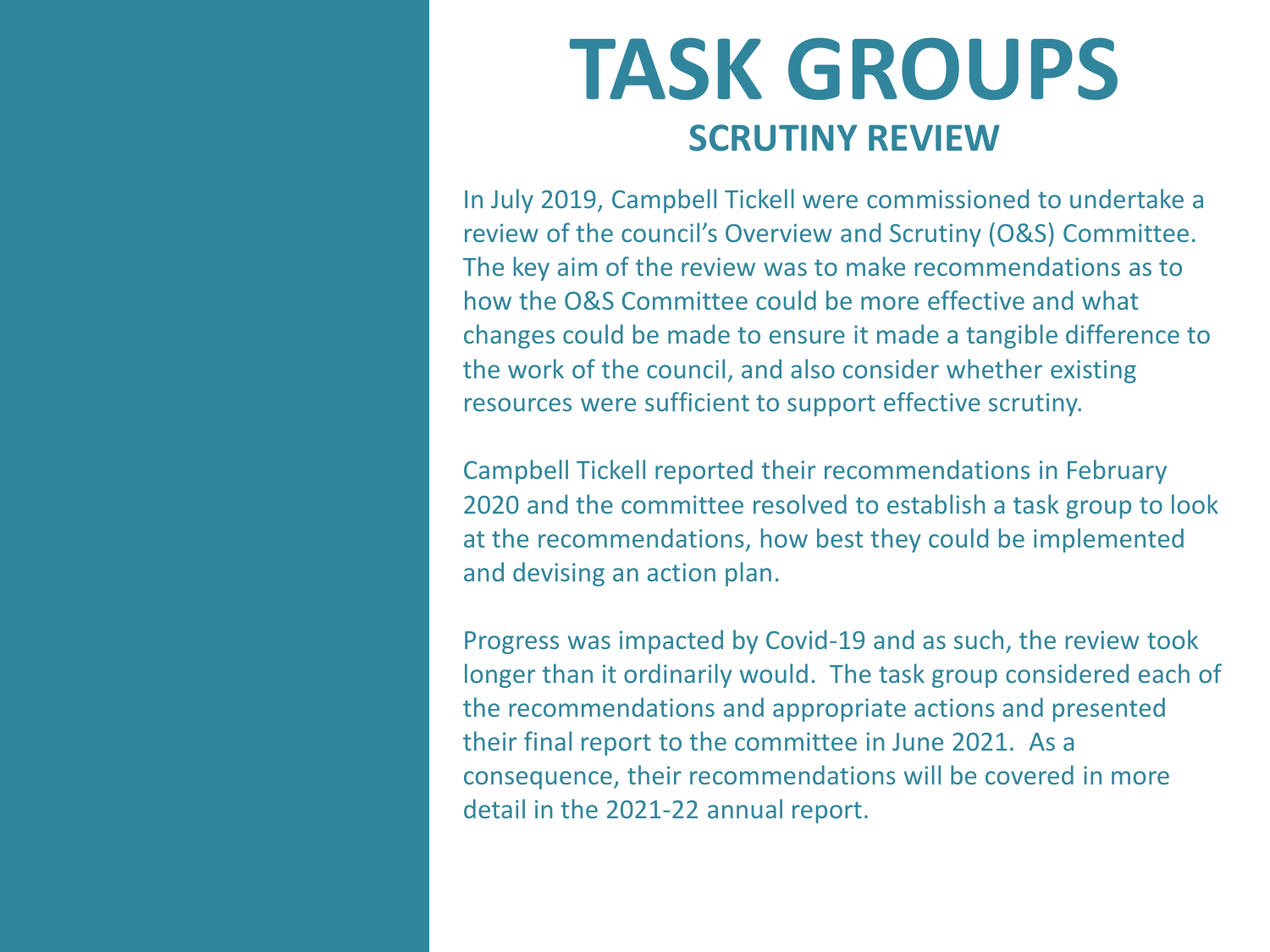# TASK GROUPS

## SCRUTINY REVIEW

In July 2019, Campbell Tickell were commissioned to undertake a review of the council's Overview and Scrutiny (O&S) Committee. The key aim of the review was to make recommendations as to how the O&S Committee could be more effective and what changes could be made to ensure it made a tangible difference to the work of the council, and also consider whether existing resources were sufficient to support effective scrutiny.

Campbell Tickell reported their recommendations in February 2020 and the committee resolved to establish a task group to look at the recommendations, how best they could be implemented and devising an action plan.

Progress was impacted by Covid-19 and as such, the review took longer than it ordinarily would. The task group considered each of the recommendations and appropriate actions and presented their final report to the committee in June 2021. As a consequence, their recommendations will be covered in more detail in the 2021-22 annual report.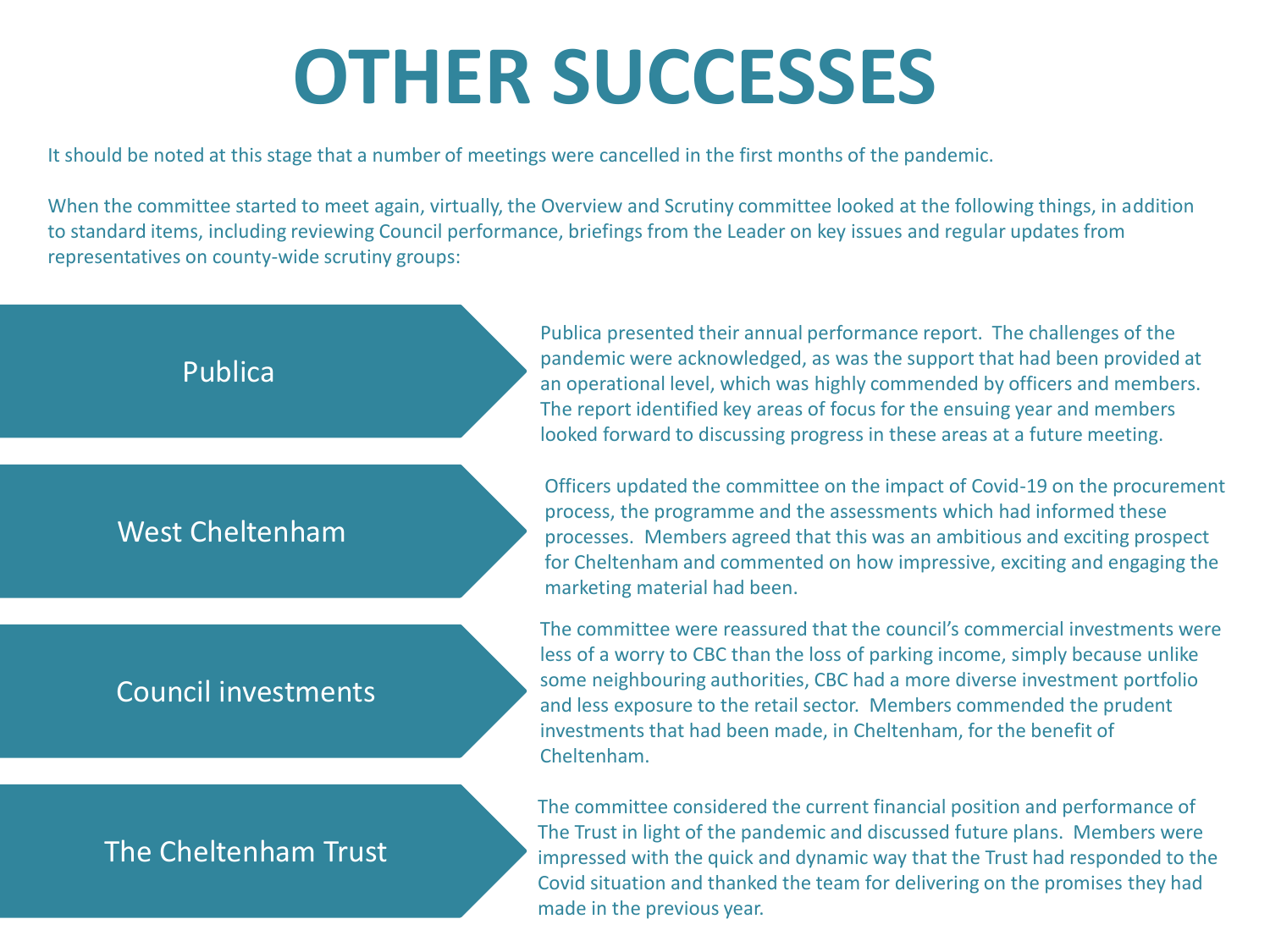# OTHER SUCCESSES

It should be noted at this stage that a number of meetings were cancelled in the first months of the pandemic.

When the committee started to meet again, virtually, the Overview and Scrutiny committee looked at the following things, in addition to standard items, including reviewing Council performance, briefings from the Leader on key issues and regular updates from representatives on county-wide scrutiny groups:

## Publica

Publica presented their annual performance report. The challenges of the pandemic were acknowledged, as was the support that had been provided at an operational level, which was highly commended by officers and members. The report identified key areas of focus for the ensuing year and members looked forward to discussing progress in these areas at a future meeting.

## West Cheltenham

Officers updated the committee on the impact of Covid-19 on the procurement process, the programme and the assessments which had informed these processes. Members agreed that this was an ambitious and exciting prospect for Cheltenham and commented on how impressive, exciting and engaging the marketing material had been.

## Council investments

The committee were reassured that the council's commercial investments were less of a worry to CBC than the loss of parking income, simply because unlike some neighbouring authorities, CBC had a more diverse investment portfolio and less exposure to the retail sector. Members commended the prudent investments that had been made, in Cheltenham, for the benefit of Cheltenham.

## The Cheltenham Trust

The committee considered the current financial position and performance of The Trust in light of the pandemic and discussed future plans. Members were impressed with the quick and dynamic way that the Trust had responded to the Covid situation and thanked the team for delivering on the promises they had made in the previous year.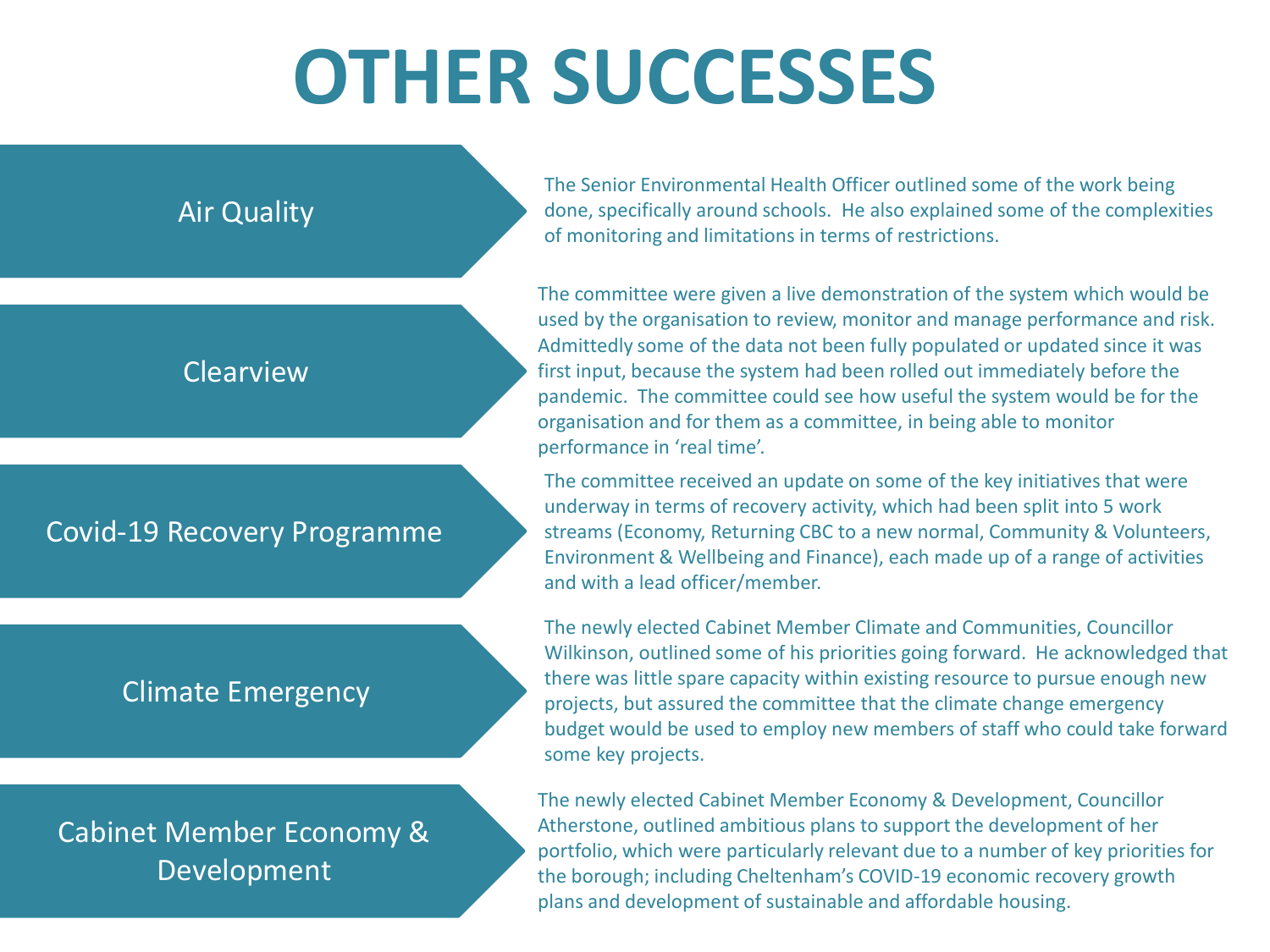# OTHER SUCCESSES

## Air Quality

The Senior Environmental Health Officer outlined some of the work being done, specifically around schools. He also explained some of the complexities of monitoring and limitations in terms of restrictions.

## Clearview

The committee were given a live demonstration of the system which would be used by the organisation to review, monitor and manage performance and risk. Admittedly some of the data not been fully populated or updated since it was first input, because the system had been rolled out immediately before the pandemic. The committee could see how useful the system would be for the organisation and for them as a committee, in being able to monitor performance in 'real time'.

## Covid-19 Recovery Programme

The committee received an update on some of the key initiatives that were underway in terms of recovery activity, which had been split into 5 work streams (Economy, Returning CBC to a new normal, Community & Volunteers, Environment & Wellbeing and Finance), each made up of a range of activities and with a lead officer/member.

## Climate Emergency

The newly elected Cabinet Member Climate and Communities, Councillor Wilkinson, outlined some of his priorities going forward. He acknowledged that there was little spare capacity within existing resource to pursue enough new projects, but assured the committee that the climate change emergency budget would be used to employ new members of staff who could take forward some key projects.

## Cabinet Member Economy & Development

The newly elected Cabinet Member Economy & Development, Councillor Atherstone, outlined ambitious plans to support the development of her portfolio, which were particularly relevant due to a number of key priorities for the borough; including Cheltenham's COVID-19 economic recovery growth plans and development of sustainable and affordable housing.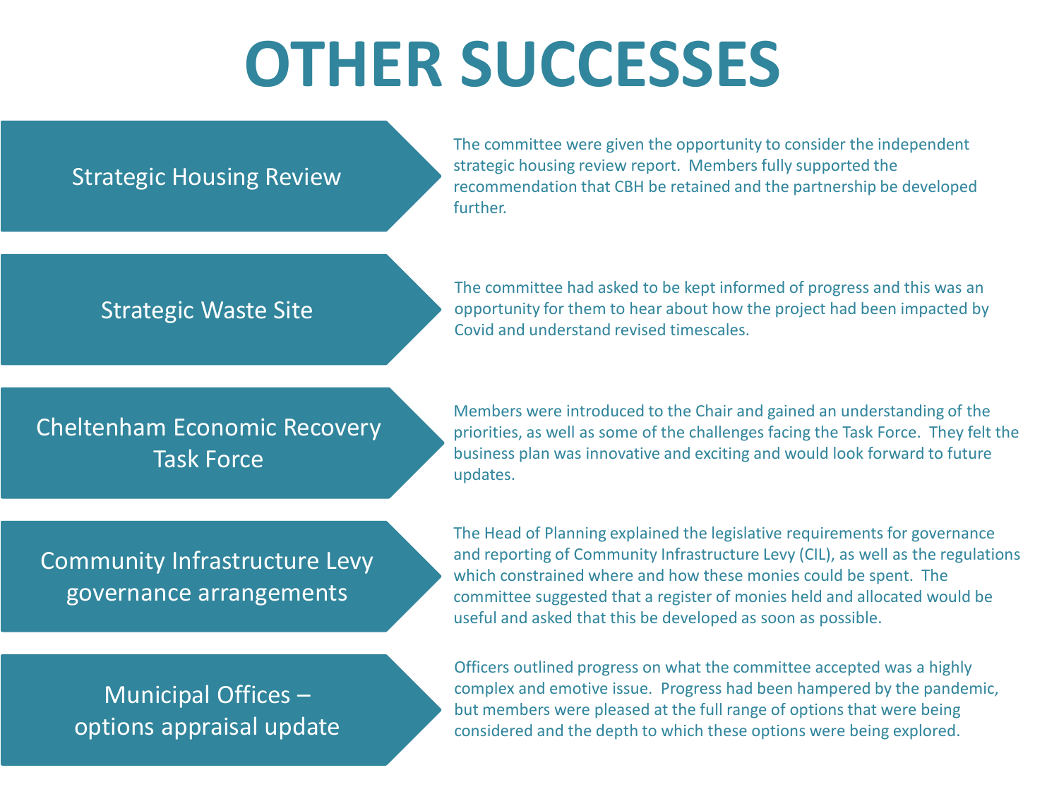# OTHER SUCCESSES

**Strategic Housing Review**

The committee were given the opportunity to consider the independent strategic housing review report. Members fully supported the recommendation that CBH be retained and the partnership be developed further.

**Strategic Waste Site**

The committee had asked to be kept informed of progress and this was an opportunity for them to hear about how the project had been impacted by Covid and understand revised timescales.

**Cheltenham Economic Recovery Task Force**

Members were introduced to the Chair and gained an understanding of the priorities, as well as some of the challenges facing the Task Force. They felt the business plan was innovative and exciting and would look forward to future updates.

**Community Infrastructure Levy governance arrangements**

The Head of Planning explained the legislative requirements for governance and reporting of Community Infrastructure Levy (CIL), as well as the regulations which constrained where and how these monies could be spent. The committee suggested that a register of monies held and allocated would be useful and asked that this be developed as soon as possible.

**Municipal Offices – options appraisal update**

Officers outlined progress on what the committee accepted was a highly complex and emotive issue. Progress had been hampered by the pandemic, but members were pleased at the full range of options that were being considered and the depth to which these options were being explored.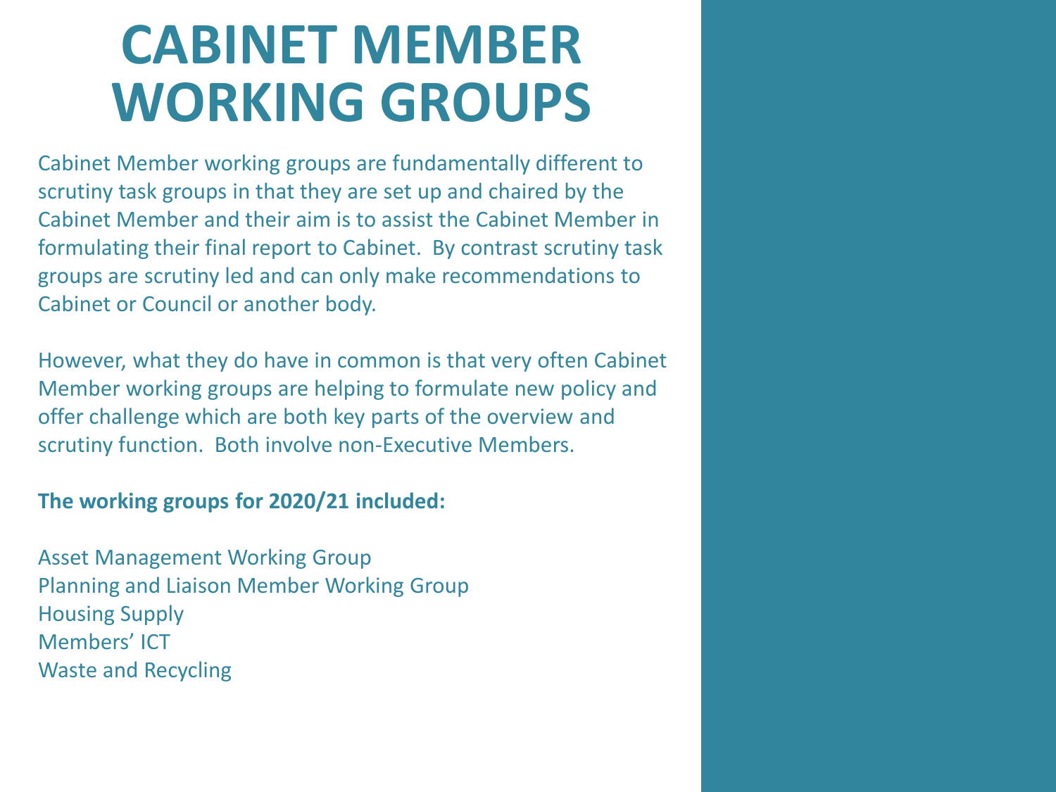# CABINET MEMBER WORKING GROUPS

Cabinet Member working groups are fundamentally different to scrutiny task groups in that they are set up and chaired by the Cabinet Member and their aim is to assist the Cabinet Member in formulating their final report to Cabinet. By contrast scrutiny task groups are scrutiny led and can only make recommendations to Cabinet or Council or another body.

However, what they do have in common is that very often Cabinet Member working groups are helping to formulate new policy and offer challenge which are both key parts of the overview and scrutiny function. Both involve non-Executive Members.

**The working groups for 2020/21 included:**

Asset Management Working Group
Planning and Liaison Member Working Group
Housing Supply
Members' ICT
Waste and Recycling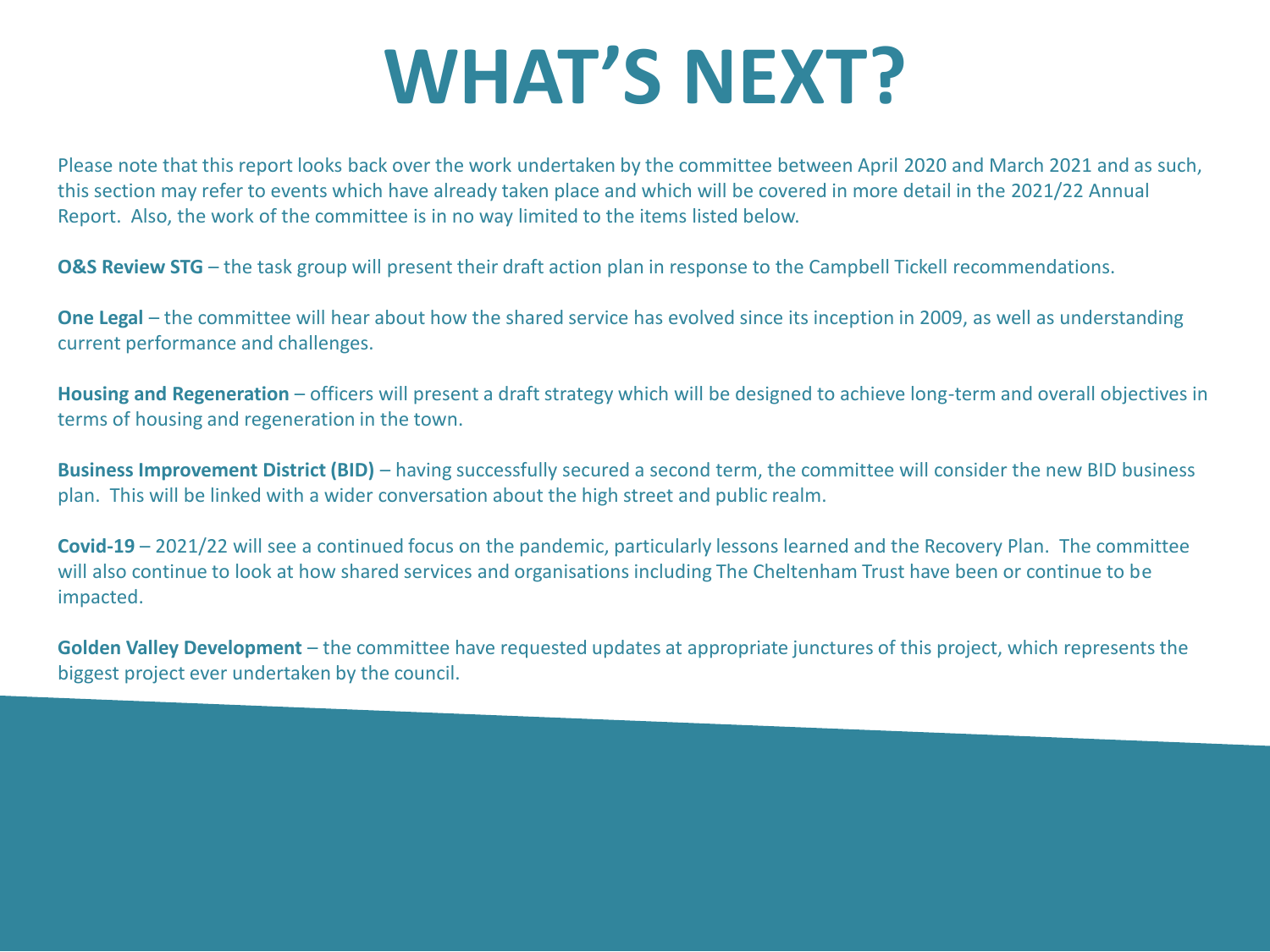# WHAT'S NEXT?

Please note that this report looks back over the work undertaken by the committee between April 2020 and March 2021 and as such, this section may refer to events which have already taken place and which will be covered in more detail in the 2021/22 Annual Report. Also, the work of the committee is in no way limited to the items listed below.

**O&S Review STG** – the task group will present their draft action plan in response to the Campbell Tickell recommendations.

**One Legal** – the committee will hear about how the shared service has evolved since its inception in 2009, as well as understanding current performance and challenges.

**Housing and Regeneration** – officers will present a draft strategy which will be designed to achieve long-term and overall objectives in terms of housing and regeneration in the town.

**Business Improvement District (BID)** – having successfully secured a second term, the committee will consider the new BID business plan. This will be linked with a wider conversation about the high street and public realm.

**Covid-19** – 2021/22 will see a continued focus on the pandemic, particularly lessons learned and the Recovery Plan. The committee will also continue to look at how shared services and organisations including The Cheltenham Trust have been or continue to be impacted.

**Golden Valley Development** – the committee have requested updates at appropriate junctures of this project, which represents the biggest project ever undertaken by the council.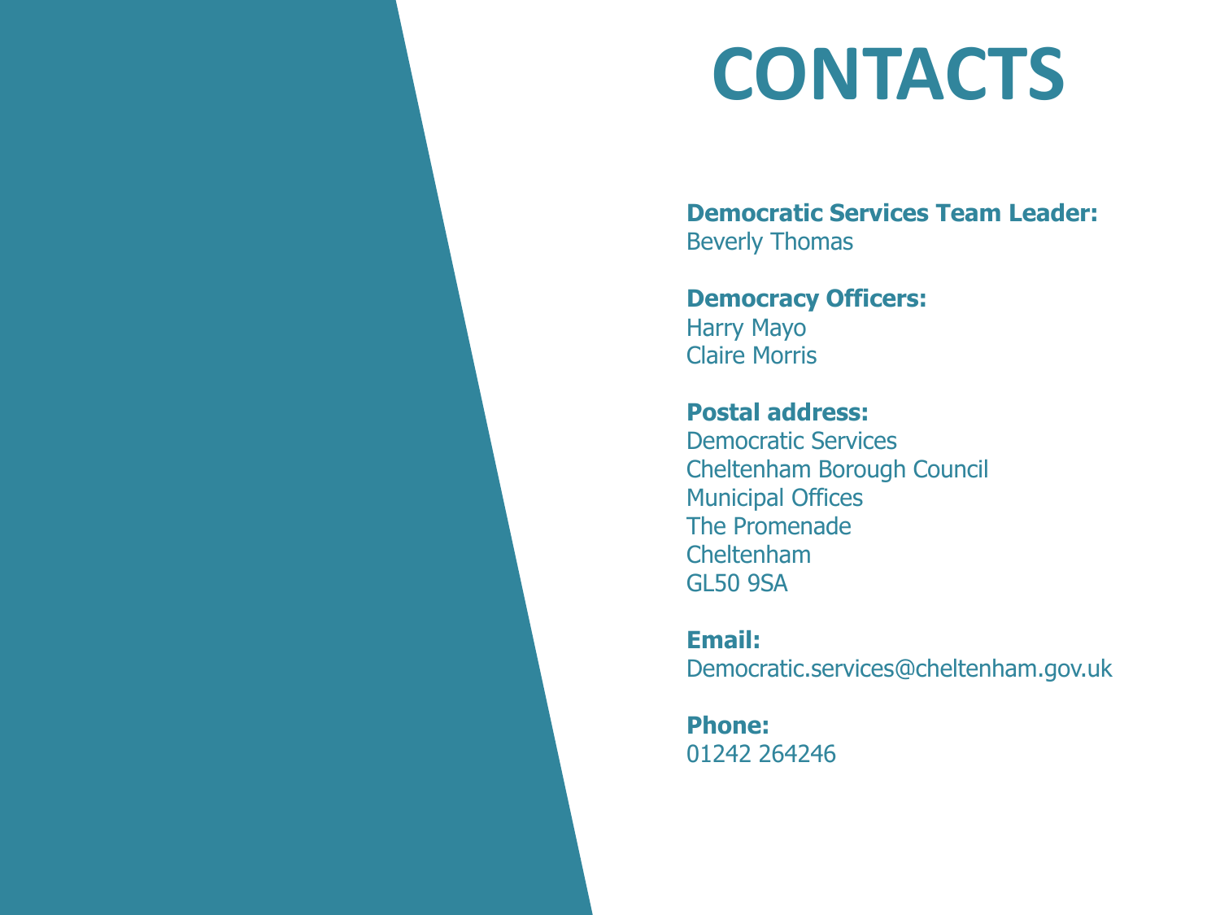# CONTACTS

**Democratic Services Team Leader:**
Beverly Thomas

**Democracy Officers:**
Harry Mayo
Claire Morris

**Postal address:**
Democratic Services
Cheltenham Borough Council
Municipal Offices
The Promenade
Cheltenham
GL50 9SA

**Email:**
Democratic.services@cheltenham.gov.uk

**Phone:**
01242 264246